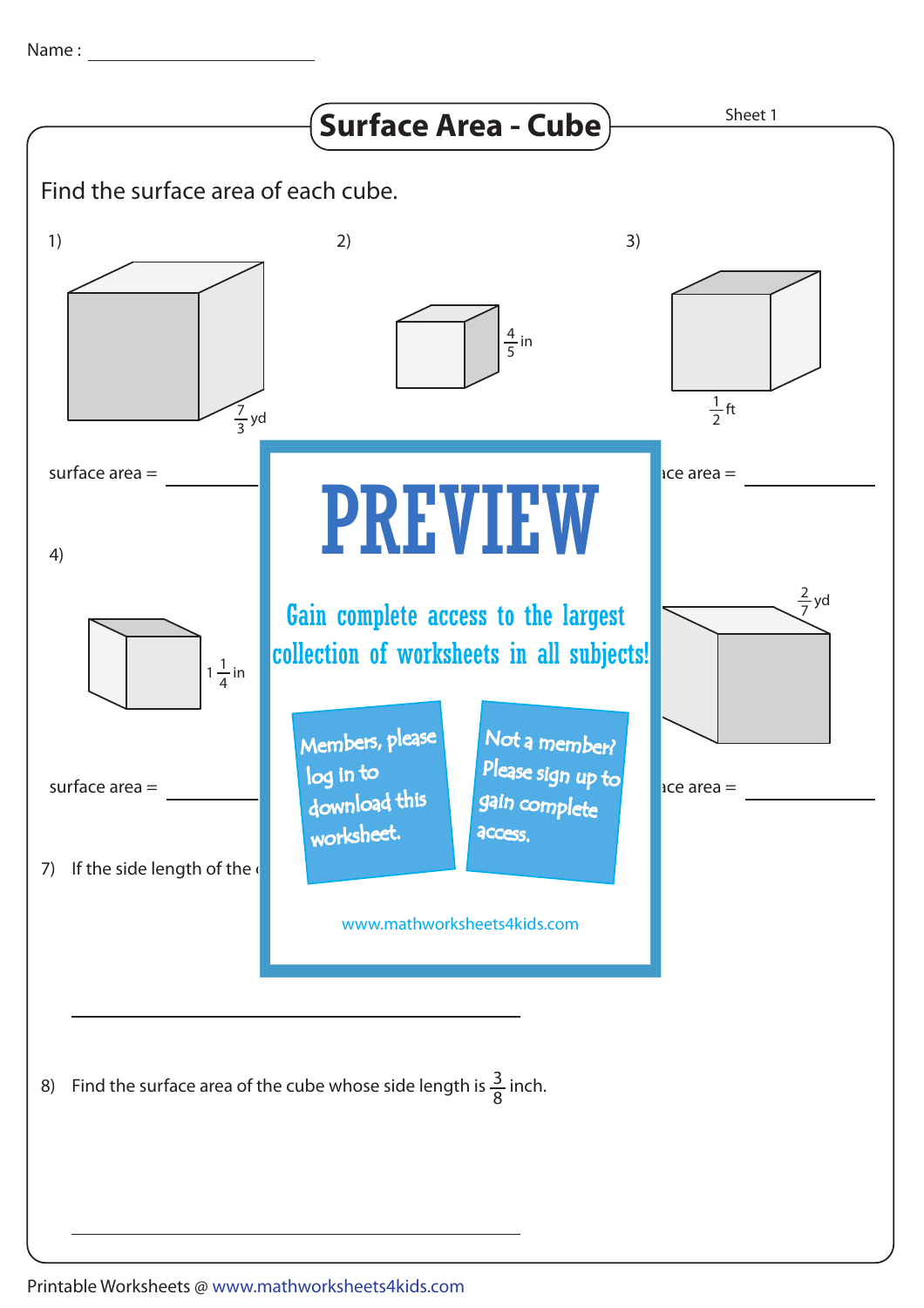Name : ____________________

# Surface Area - Cube

Sheet 1

Find the surface area of each cube.

1) $\frac{7}{3}$ yd

surface area = __________

2) $\frac{4}{5}$ in

3) $\frac{1}{2}$ ft

ace area = __________

4) $1\frac{1}{4}$ in

surface area = __________

$\frac{2}{7}$ yd

ace area = __________

7) If the side length of the

__________________________________________

8) Find the surface area of the cube whose side length is $\frac{3}{8}$ inch.

__________________________________________

PREVIEW

Gain complete access to the largest collection of worksheets in all subjects!

Members, please log in to download this worksheet.

Not a member? Please sign up to gain complete access.

www.mathworksheets4kids.com

Printable Worksheets @ www.mathworksheets4kids.com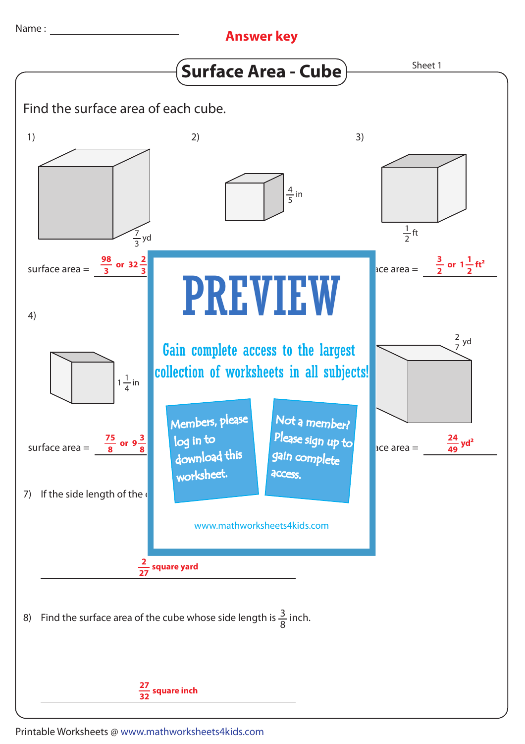Name :

**Answer key**

# Surface Area - Cube

Sheet 1

Find the surface area of each cube.

1) $\frac{7}{3}$ yd

surface area = $\frac{98}{3}$ or $32\frac{2}{3}$

2) $\frac{4}{5}$ in

3) $\frac{1}{2}$ ft

ace area = $\frac{3}{2}$ or $1\frac{1}{2}$ ft²

PREVIEW

Gain complete access to the largest collection of worksheets in all subjects!

Members, please log in to download this worksheet.

Not a member? Please sign up to gain complete access.

www.mathworksheets4kids.com

4) $1\frac{1}{4}$ in

surface area = $\frac{75}{8}$ or $9\frac{3}{8}$

$\frac{2}{7}$ yd

ace area = $\frac{24}{49}$ yd²

7) If the side length of the

$\frac{2}{27}$ square yard

8) Find the surface area of the cube whose side length is $\frac{3}{8}$ inch.

$\frac{27}{32}$ square inch

Printable Worksheets @ www.mathworksheets4kids.com